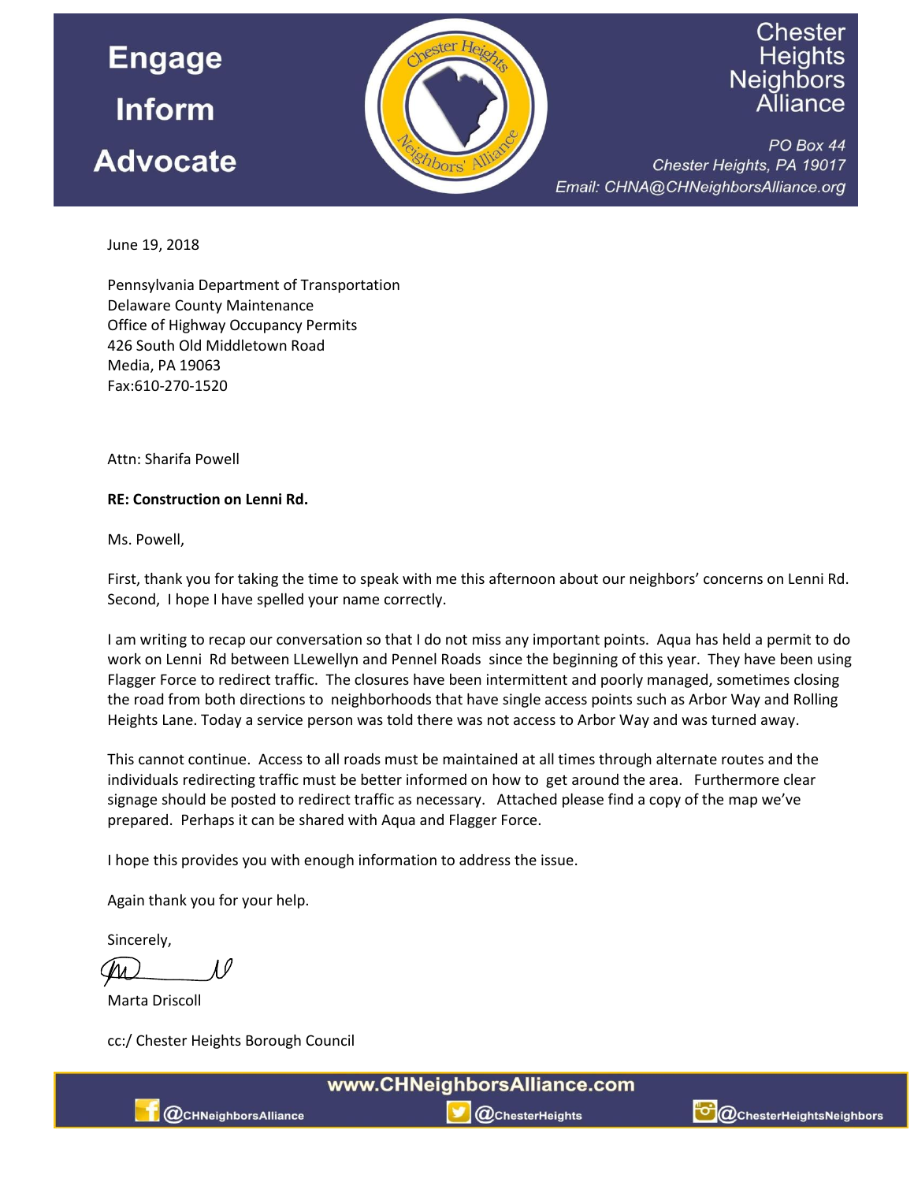**Engage**

**Inform**

**Advocate**

Chester Heights Neighbors Alliance

*PO Box 44*
*Chester Heights, PA 19017*
*Email: CHNA@CHNeighborsAlliance.org*

June 19, 2018

Pennsylvania Department of Transportation
Delaware County Maintenance
Office of Highway Occupancy Permits
426 South Old Middletown Road
Media, PA 19063
Fax:610-270-1520

Attn: Sharifa Powell

**RE: Construction on Lenni Rd.**

Ms. Powell,

First, thank you for taking the time to speak with me this afternoon about our neighbors' concerns on Lenni Rd. Second, I hope I have spelled your name correctly.

I am writing to recap our conversation so that I do not miss any important points. Aqua has held a permit to do work on Lenni Rd between LLewellyn and Pennel Roads since the beginning of this year. They have been using Flagger Force to redirect traffic. The closures have been intermittent and poorly managed, sometimes closing the road from both directions to neighborhoods that have single access points such as Arbor Way and Rolling Heights Lane. Today a service person was told there was not access to Arbor Way and was turned away.

This cannot continue. Access to all roads must be maintained at all times through alternate routes and the individuals redirecting traffic must be better informed on how to get around the area. Furthermore clear signage should be posted to redirect traffic as necessary. Attached please find a copy of the map we've prepared. Perhaps it can be shared with Aqua and Flagger Force.

I hope this provides you with enough information to address the issue.

Again thank you for your help.

Sincerely,

Marta Driscoll

cc:/ Chester Heights Borough Council

www.CHNeighborsAlliance.com

@CHNeighborsAlliance @ChesterHeights @ChesterHeightsNeighbors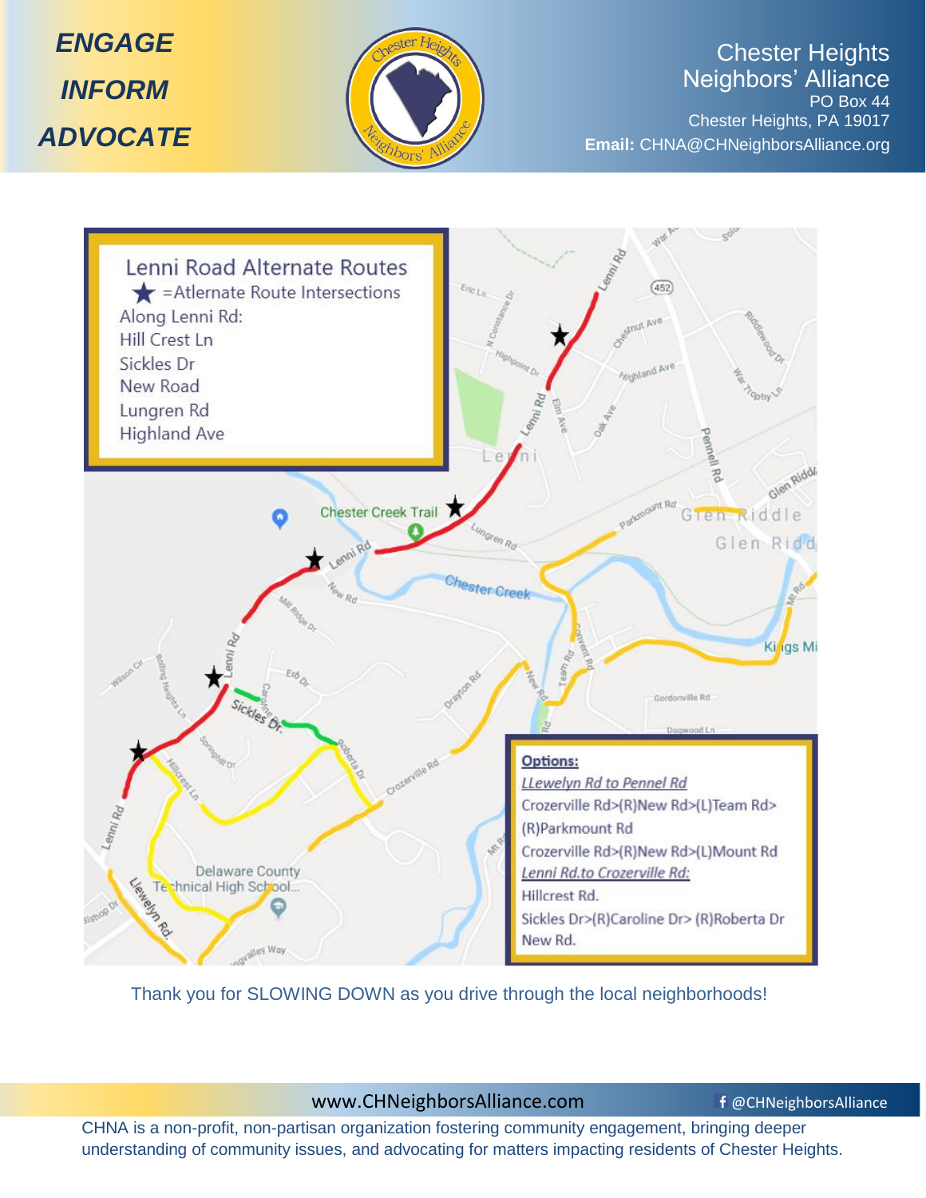**ENGAGE**

**INFORM**

**ADVOCATE**

Chester Heights Neighbors' Alliance
PO Box 44
Chester Heights, PA 19017
**Email:** CHNA@CHNeighborsAlliance.org

## Lenni Road Alternate Routes

★ =Atlernate Route Intersections

Along Lenni Rd:
Hill Crest Ln
Sickles Dr
New Road
Lungren Rd
Highland Ave

**Options:**

*LLewelyn Rd to Pennel Rd*
Crozerville Rd>(R)New Rd>(L)Team Rd>(R)Parkmount Rd
Crozerville Rd>(R)New Rd>(L)Mount Rd

*Lenni Rd.to Crozerville Rd:*
Hillcrest Rd.
Sickles Dr>(R)Caroline Dr> (R)Roberta Dr
New Rd.

Thank you for SLOWING DOWN as you drive through the local neighborhoods!

www.CHNeighborsAlliance.com    @CHNeighborsAlliance

CHNA is a non-profit, non-partisan organization fostering community engagement, bringing deeper understanding of community issues, and advocating for matters impacting residents of Chester Heights.